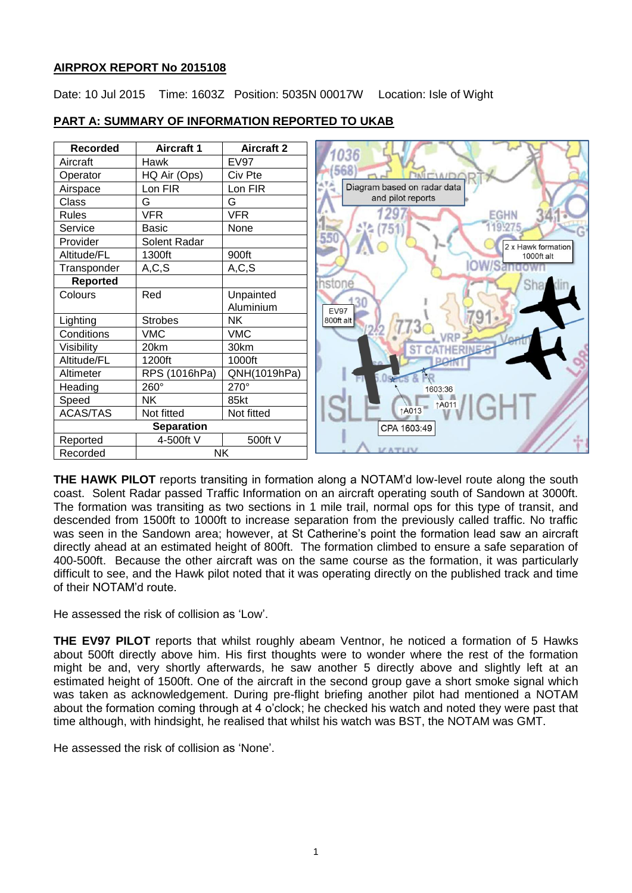**AIRPROX REPORT No 2015108**

Date: 10 Jul 2015 Time: 1603Z Position: 5035N 00017W Location: Isle of Wight

**PART A: SUMMARY OF INFORMATION REPORTED TO UKAB**

| Recorded | Aircraft 1 | Aircraft 2 |
|---|---|---|
| Aircraft | Hawk | EV97 |
| Operator | HQ Air (Ops) | Civ Pte |
| Airspace | Lon FIR | Lon FIR |
| Class | G | G |
| Rules | VFR | VFR |
| Service | Basic | None |
| Provider | Solent Radar | |
| Altitude/FL | 1300ft | 900ft |
| Transponder | A,C,S | A,C,S |
| **Reported** | | |
| Colours | Red | Unpainted Aluminium |
| Lighting | Strobes | NK |
| Conditions | VMC | VMC |
| Visibility | 20km | 30km |
| Altitude/FL | 1200ft | 1000ft |
| Altimeter | RPS (1016hPa) | QNH(1019hPa) |
| Heading | 260° | 270° |
| Speed | NK | 85kt |
| ACAS/TAS | Not fitted | Not fitted |
| **Separation** | | |
| Reported | 4-500ft V | 500ft V |
| Recorded | NK | |

Diagram based on radar data and pilot reports

**THE HAWK PILOT** reports transiting in formation along a NOTAM'd low-level route along the south coast. Solent Radar passed Traffic Information on an aircraft operating south of Sandown at 3000ft. The formation was transiting as two sections in 1 mile trail, normal ops for this type of transit, and descended from 1500ft to 1000ft to increase separation from the previously called traffic. No traffic was seen in the Sandown area; however, at St Catherine's point the formation lead saw an aircraft directly ahead at an estimated height of 800ft. The formation climbed to ensure a safe separation of 400-500ft. Because the other aircraft was on the same course as the formation, it was particularly difficult to see, and the Hawk pilot noted that it was operating directly on the published track and time of their NOTAM'd route.

He assessed the risk of collision as 'Low'.

**THE EV97 PILOT** reports that whilst roughly abeam Ventnor, he noticed a formation of 5 Hawks about 500ft directly above him. His first thoughts were to wonder where the rest of the formation might be and, very shortly afterwards, he saw another 5 directly above and slightly left at an estimated height of 1500ft. One of the aircraft in the second group gave a short smoke signal which was taken as acknowledgement. During pre-flight briefing another pilot had mentioned a NOTAM about the formation coming through at 4 o'clock; he checked his watch and noted they were past that time although, with hindsight, he realised that whilst his watch was BST, the NOTAM was GMT.

He assessed the risk of collision as 'None'.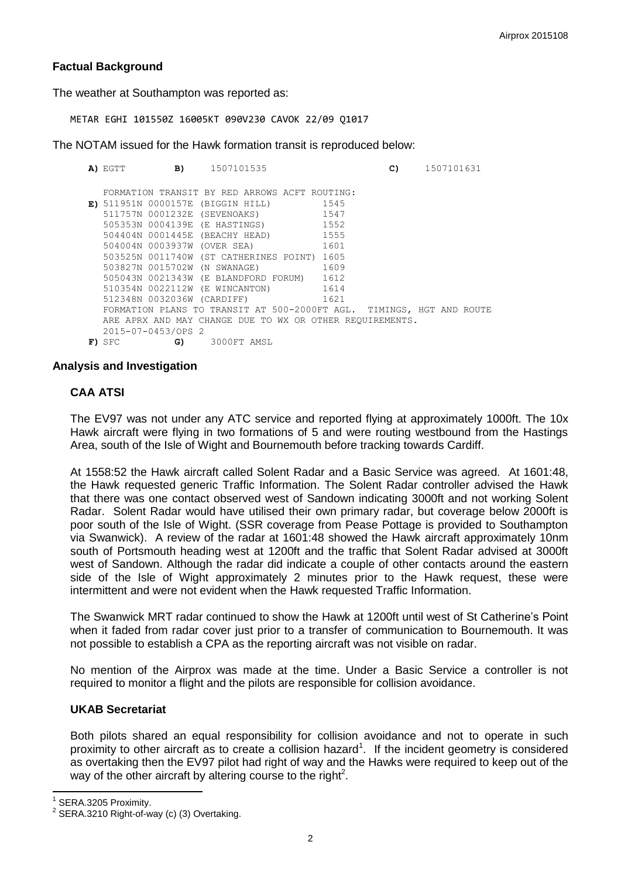## Factual Background

The weather at Southampton was reported as:

```
METAR EGHI 101550Z 16005KT 090V230 CAVOK 22/09 Q1017
```

The NOTAM issued for the Hawk formation transit is reproduced below:

```
A) EGTT          B)    1507101535                          C)    1507101631

   FORMATION TRANSIT BY RED ARROWS ACFT ROUTING:
E) 511951N 0000157E (BIGGIN HILL)          1545
   511757N 0001232E (SEVENOAKS)            1547
   505353N 0004139E (E HASTINGS)           1552
   504404N 0001445E (BEACHY HEAD)          1555
   504004N 0003937W (OVER SEA)             1601
   503525N 0011740W (ST CATHERINES POINT)  1605
   503827N 0015702W (N SWANAGE)            1609
   505043N 0021343W (E BLANDFORD FORUM)    1612
   510354N 0022112W (E WINCANTON)          1614
   512348N 0032036W (CARDIFF)              1621
   FORMATION PLANS TO TRANSIT AT 500-2000FT AGL. TIMINGS, HGT AND ROUTE
   ARE APRX AND MAY CHANGE DUE TO WX OR OTHER REQUIREMENTS.
   2015-07-0453/OPS 2
F) SFC           G)    3000FT AMSL
```

## Analysis and Investigation

### CAA ATSI

The EV97 was not under any ATC service and reported flying at approximately 1000ft. The 10x Hawk aircraft were flying in two formations of 5 and were routing westbound from the Hastings Area, south of the Isle of Wight and Bournemouth before tracking towards Cardiff.

At 1558:52 the Hawk aircraft called Solent Radar and a Basic Service was agreed. At 1601:48, the Hawk requested generic Traffic Information. The Solent Radar controller advised the Hawk that there was one contact observed west of Sandown indicating 3000ft and not working Solent Radar. Solent Radar would have utilised their own primary radar, but coverage below 2000ft is poor south of the Isle of Wight. (SSR coverage from Pease Pottage is provided to Southampton via Swanwick). A review of the radar at 1601:48 showed the Hawk aircraft approximately 10nm south of Portsmouth heading west at 1200ft and the traffic that Solent Radar advised at 3000ft west of Sandown. Although the radar did indicate a couple of other contacts around the eastern side of the Isle of Wight approximately 2 minutes prior to the Hawk request, these were intermittent and were not evident when the Hawk requested Traffic Information.

The Swanwick MRT radar continued to show the Hawk at 1200ft until west of St Catherine's Point when it faded from radar cover just prior to a transfer of communication to Bournemouth. It was not possible to establish a CPA as the reporting aircraft was not visible on radar.

No mention of the Airprox was made at the time. Under a Basic Service a controller is not required to monitor a flight and the pilots are responsible for collision avoidance.

### UKAB Secretariat

Both pilots shared an equal responsibility for collision avoidance and not to operate in such proximity to other aircraft as to create a collision hazard[1]. If the incident geometry is considered as overtaking then the EV97 pilot had right of way and the Hawks were required to keep out of the way of the other aircraft by altering course to the right[2].

[1] SERA.3205 Proximity.
[2] SERA.3210 Right-of-way (c) (3) Overtaking.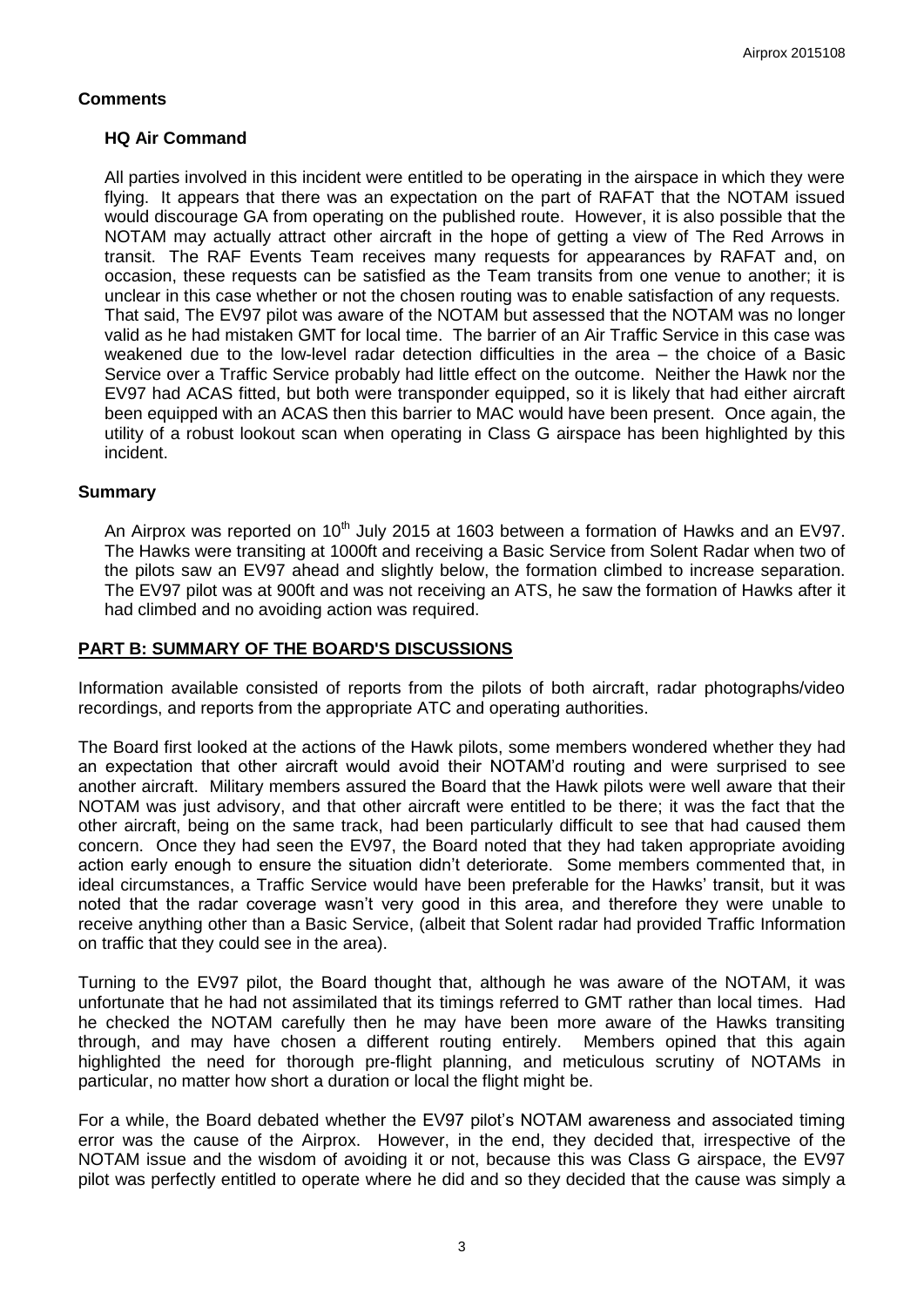## Comments

### HQ Air Command

All parties involved in this incident were entitled to be operating in the airspace in which they were flying. It appears that there was an expectation on the part of RAFAT that the NOTAM issued would discourage GA from operating on the published route. However, it is also possible that the NOTAM may actually attract other aircraft in the hope of getting a view of The Red Arrows in transit. The RAF Events Team receives many requests for appearances by RAFAT and, on occasion, these requests can be satisfied as the Team transits from one venue to another; it is unclear in this case whether or not the chosen routing was to enable satisfaction of any requests. That said, The EV97 pilot was aware of the NOTAM but assessed that the NOTAM was no longer valid as he had mistaken GMT for local time. The barrier of an Air Traffic Service in this case was weakened due to the low-level radar detection difficulties in the area – the choice of a Basic Service over a Traffic Service probably had little effect on the outcome. Neither the Hawk nor the EV97 had ACAS fitted, but both were transponder equipped, so it is likely that had either aircraft been equipped with an ACAS then this barrier to MAC would have been present. Once again, the utility of a robust lookout scan when operating in Class G airspace has been highlighted by this incident.

## Summary

An Airprox was reported on 10th July 2015 at 1603 between a formation of Hawks and an EV97. The Hawks were transiting at 1000ft and receiving a Basic Service from Solent Radar when two of the pilots saw an EV97 ahead and slightly below, the formation climbed to increase separation. The EV97 pilot was at 900ft and was not receiving an ATS, he saw the formation of Hawks after it had climbed and no avoiding action was required.

## PART B: SUMMARY OF THE BOARD'S DISCUSSIONS

Information available consisted of reports from the pilots of both aircraft, radar photographs/video recordings, and reports from the appropriate ATC and operating authorities.

The Board first looked at the actions of the Hawk pilots, some members wondered whether they had an expectation that other aircraft would avoid their NOTAM'd routing and were surprised to see another aircraft. Military members assured the Board that the Hawk pilots were well aware that their NOTAM was just advisory, and that other aircraft were entitled to be there; it was the fact that the other aircraft, being on the same track, had been particularly difficult to see that had caused them concern. Once they had seen the EV97, the Board noted that they had taken appropriate avoiding action early enough to ensure the situation didn't deteriorate. Some members commented that, in ideal circumstances, a Traffic Service would have been preferable for the Hawks' transit, but it was noted that the radar coverage wasn't very good in this area, and therefore they were unable to receive anything other than a Basic Service, (albeit that Solent radar had provided Traffic Information on traffic that they could see in the area).

Turning to the EV97 pilot, the Board thought that, although he was aware of the NOTAM, it was unfortunate that he had not assimilated that its timings referred to GMT rather than local times. Had he checked the NOTAM carefully then he may have been more aware of the Hawks transiting through, and may have chosen a different routing entirely. Members opined that this again highlighted the need for thorough pre-flight planning, and meticulous scrutiny of NOTAMs in particular, no matter how short a duration or local the flight might be.

For a while, the Board debated whether the EV97 pilot's NOTAM awareness and associated timing error was the cause of the Airprox. However, in the end, they decided that, irrespective of the NOTAM issue and the wisdom of avoiding it or not, because this was Class G airspace, the EV97 pilot was perfectly entitled to operate where he did and so they decided that the cause was simply a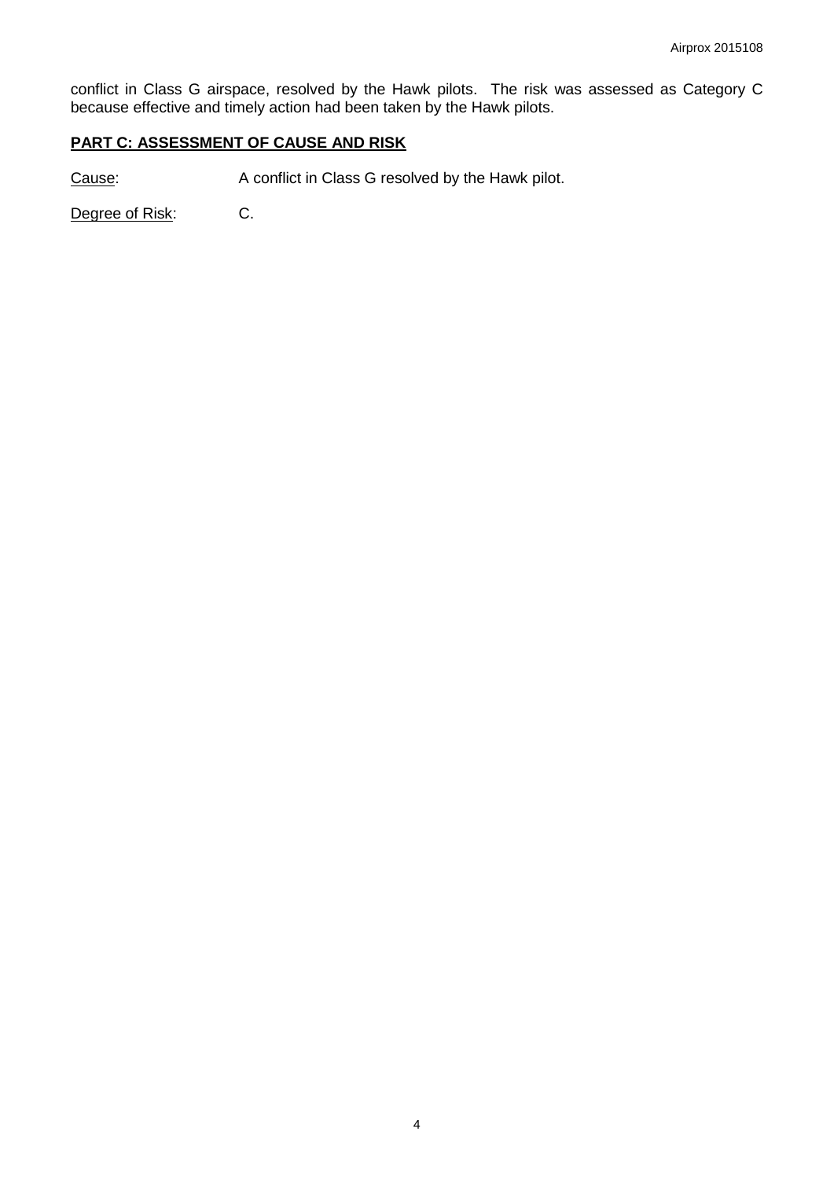conflict in Class G airspace, resolved by the Hawk pilots. The risk was assessed as Category C because effective and timely action had been taken by the Hawk pilots.

## PART C: ASSESSMENT OF CAUSE AND RISK

Cause: A conflict in Class G resolved by the Hawk pilot.

Degree of Risk: C.